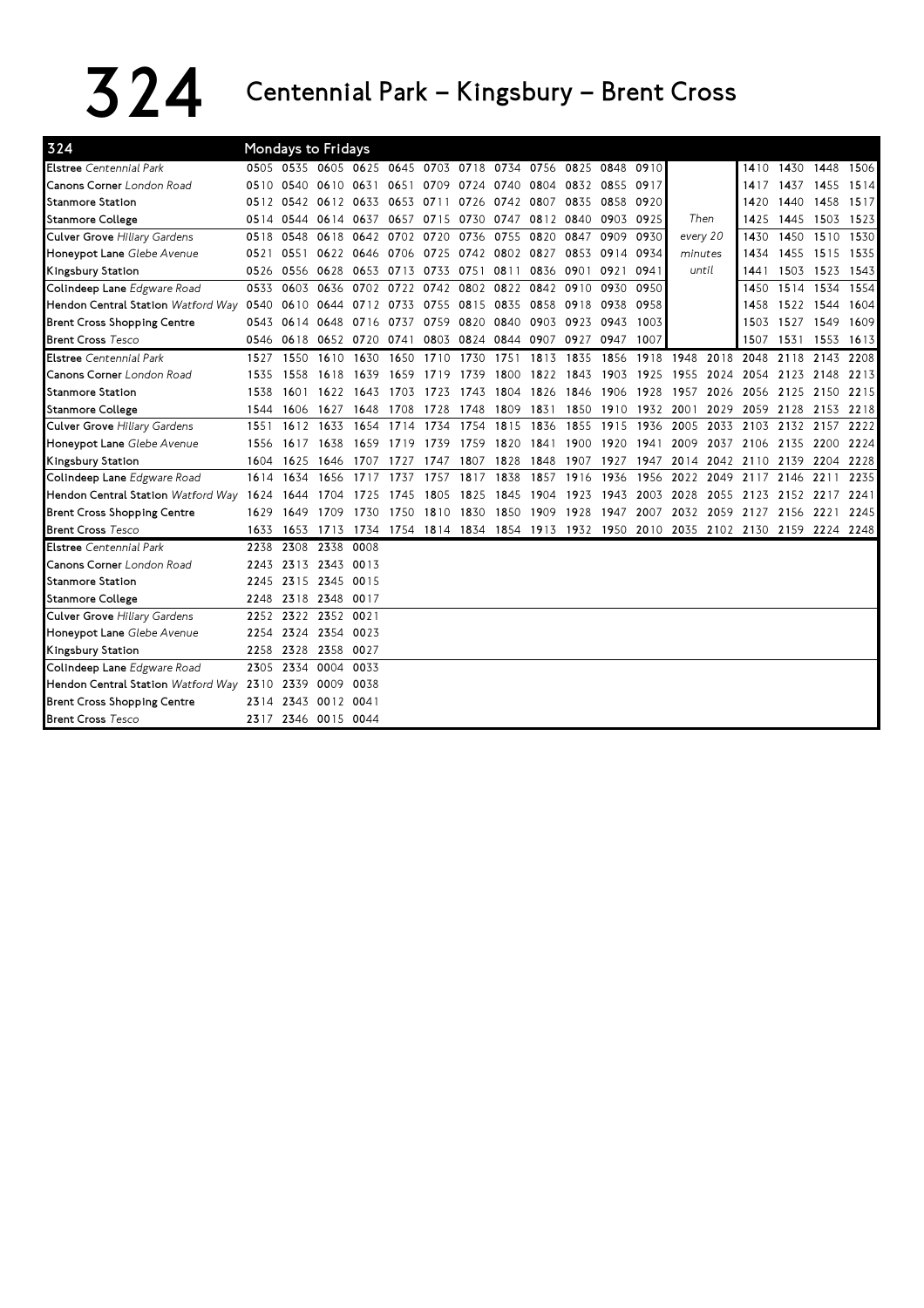# 324 Centennial Park – Kingsbury – Brent Cross

| 324 | Mondays to Fridays | | | | | | | | | | | | | | | | | |
|---|---|---|---|---|---|---|---|---|---|---|---|---|---|---|---|---|---|---|
| **Elstree** *Centennial Park* | 0505 | 0535 | 0605 | 0625 | 0645 | 0703 | 0718 | 0734 | 0756 | 0825 | 0848 | 0910 | | | 1410 | 1430 | 1448 | 1506 |
| **Canons Corner** *London Road* | 0510 | 0540 | 0610 | 0631 | 0651 | 0709 | 0724 | 0740 | 0804 | 0832 | 0855 | 0917 | | | 1417 | 1437 | 1455 | 1514 |
| **Stanmore Station** | 0512 | 0542 | 0612 | 0633 | 0653 | 0711 | 0726 | 0742 | 0807 | 0835 | 0858 | 0920 | | | 1420 | 1440 | 1458 | 1517 |
| **Stanmore College** | 0514 | 0544 | 0614 | 0637 | 0657 | 0715 | 0730 | 0747 | 0812 | 0840 | 0903 | 0925 | Then | | 1425 | 1445 | 1503 | 1523 |
| **Culver Grove** *Hillary Gardens* | 0518 | 0548 | 0618 | 0642 | 0702 | 0720 | 0736 | 0755 | 0820 | 0847 | 0909 | 0930 | every 20 | | 1430 | 1450 | 1510 | 1530 |
| **Honeypot Lane** *Glebe Avenue* | 0521 | 0551 | 0622 | 0646 | 0706 | 0725 | 0742 | 0802 | 0827 | 0853 | 0914 | 0934 | minutes | | 1434 | 1455 | 1515 | 1535 |
| **Kingsbury Station** | 0526 | 0556 | 0628 | 0653 | 0713 | 0733 | 0751 | 0811 | 0836 | 0901 | 0921 | 0941 | until | | 1441 | 1503 | 1523 | 1543 |
| **Colindeep Lane** *Edgware Road* | 0533 | 0603 | 0636 | 0702 | 0722 | 0742 | 0802 | 0822 | 0842 | 0910 | 0930 | 0950 | | | 1450 | 1514 | 1534 | 1554 |
| **Hendon Central Station** *Watford Way* | 0540 | 0610 | 0644 | 0712 | 0733 | 0755 | 0815 | 0835 | 0858 | 0918 | 0938 | 0958 | | | 1458 | 1522 | 1544 | 1604 |
| **Brent Cross Shopping Centre** | 0543 | 0614 | 0648 | 0716 | 0737 | 0759 | 0820 | 0840 | 0903 | 0923 | 0943 | 1003 | | | 1503 | 1527 | 1549 | 1609 |
| **Brent Cross** *Tesco* | 0546 | 0618 | 0652 | 0720 | 0741 | 0803 | 0824 | 0844 | 0907 | 0927 | 0947 | 1007 | | | 1507 | 1531 | 1553 | 1613 |
| **Elstree** *Centennial Park* | 1527 | 1550 | 1610 | 1630 | 1650 | 1710 | 1730 | 1751 | 1813 | 1835 | 1856 | 1918 | 1948 | 2018 | 2048 | 2118 | 2143 | 2208 |
| **Canons Corner** *London Road* | 1535 | 1558 | 1618 | 1639 | 1659 | 1719 | 1739 | 1800 | 1822 | 1843 | 1903 | 1925 | 1955 | 2024 | 2054 | 2123 | 2148 | 2213 |
| **Stanmore Station** | 1538 | 1601 | 1622 | 1643 | 1703 | 1723 | 1743 | 1804 | 1826 | 1846 | 1906 | 1928 | 1957 | 2026 | 2056 | 2125 | 2150 | 2215 |
| **Stanmore College** | 1544 | 1606 | 1627 | 1648 | 1708 | 1728 | 1748 | 1809 | 1831 | 1850 | 1910 | 1932 | 2001 | 2029 | 2059 | 2128 | 2153 | 2218 |
| **Culver Grove** *Hillary Gardens* | 1551 | 1612 | 1633 | 1654 | 1714 | 1734 | 1754 | 1815 | 1836 | 1855 | 1915 | 1936 | 2005 | 2033 | 2103 | 2132 | 2157 | 2222 |
| **Honeypot Lane** *Glebe Avenue* | 1556 | 1617 | 1638 | 1659 | 1719 | 1739 | 1759 | 1820 | 1841 | 1900 | 1920 | 1941 | 2009 | 2037 | 2106 | 2135 | 2200 | 2224 |
| **Kingsbury Station** | 1604 | 1625 | 1646 | 1707 | 1727 | 1747 | 1807 | 1828 | 1848 | 1907 | 1927 | 1947 | 2014 | 2042 | 2110 | 2139 | 2204 | 2228 |
| **Colindeep Lane** *Edgware Road* | 1614 | 1634 | 1656 | 1717 | 1737 | 1757 | 1817 | 1838 | 1857 | 1916 | 1936 | 1956 | 2022 | 2049 | 2117 | 2146 | 2211 | 2235 |
| **Hendon Central Station** *Watford Way* | 1624 | 1644 | 1704 | 1725 | 1745 | 1805 | 1825 | 1845 | 1904 | 1923 | 1943 | 2003 | 2028 | 2055 | 2123 | 2152 | 2217 | 2241 |
| **Brent Cross Shopping Centre** | 1629 | 1649 | 1709 | 1730 | 1750 | 1810 | 1830 | 1850 | 1909 | 1928 | 1947 | 2007 | 2032 | 2059 | 2127 | 2156 | 2221 | 2245 |
| **Brent Cross** *Tesco* | 1633 | 1653 | 1713 | 1734 | 1754 | 1814 | 1834 | 1854 | 1913 | 1932 | 1950 | 2010 | 2035 | 2102 | 2130 | 2159 | 2224 | 2248 |
| **Elstree** *Centennial Park* | 2238 | 2308 | 2338 | 0008 | | | | | | | | | | | | | | |
| **Canons Corner** *London Road* | 2243 | 2313 | 2343 | 0013 | | | | | | | | | | | | | | |
| **Stanmore Station** | 2245 | 2315 | 2345 | 0015 | | | | | | | | | | | | | | |
| **Stanmore College** | 2248 | 2318 | 2348 | 0017 | | | | | | | | | | | | | | |
| **Culver Grove** *Hillary Gardens* | 2252 | 2322 | 2352 | 0021 | | | | | | | | | | | | | | |
| **Honeypot Lane** *Glebe Avenue* | 2254 | 2324 | 2354 | 0023 | | | | | | | | | | | | | | |
| **Kingsbury Station** | 2258 | 2328 | 2358 | 0027 | | | | | | | | | | | | | | |
| **Colindeep Lane** *Edgware Road* | 2305 | 2334 | 0004 | 0033 | | | | | | | | | | | | | | |
| **Hendon Central Station** *Watford Way* | 2310 | 2339 | 0009 | 0038 | | | | | | | | | | | | | | |
| **Brent Cross Shopping Centre** | 2314 | 2343 | 0012 | 0041 | | | | | | | | | | | | | | |
| **Brent Cross** *Tesco* | 2317 | 2346 | 0015 | 0044 | | | | | | | | | | | | | | |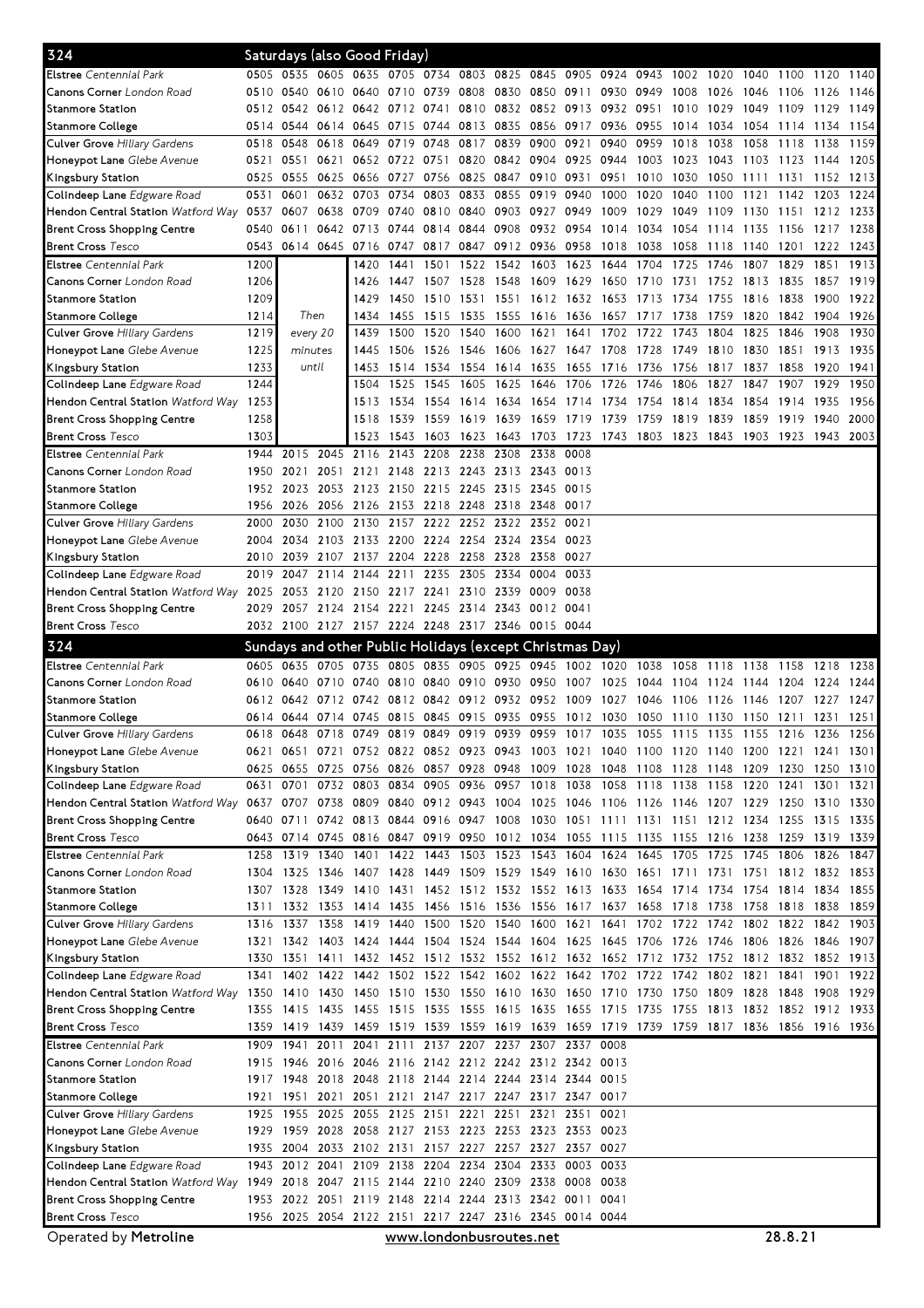## 324 Saturdays (also Good Friday)

| Stop | | | | | | | | | | | | | | | | | | |
|---|---|---|---|---|---|---|---|---|---|---|---|---|---|---|---|---|---|---|
| **Elstree** *Centennial Park* | 0505 | 0535 | 0605 | 0635 | 0705 | 0734 | 0803 | 0825 | 0845 | 0905 | 0924 | 0943 | 1002 | 1020 | 1040 | 1100 | 1120 | 1140 |
| **Canons Corner** *London Road* | 0510 | 0540 | 0610 | 0640 | 0710 | 0739 | 0808 | 0830 | 0850 | 0911 | 0930 | 0949 | 1008 | 1026 | 1046 | 1106 | 1126 | 1146 |
| **Stanmore Station** | 0512 | 0542 | 0612 | 0642 | 0712 | 0741 | 0810 | 0832 | 0852 | 0913 | 0932 | 0951 | 1010 | 1029 | 1049 | 1109 | 1129 | 1149 |
| **Stanmore College** | 0514 | 0544 | 0614 | 0645 | 0715 | 0744 | 0813 | 0835 | 0856 | 0917 | 0936 | 0955 | 1014 | 1034 | 1054 | 1114 | 1134 | 1154 |
| **Culver Grove** *Hillary Gardens* | 0518 | 0548 | 0618 | 0649 | 0719 | 0748 | 0817 | 0839 | 0900 | 0921 | 0940 | 0959 | 1018 | 1038 | 1058 | 1118 | 1138 | 1159 |
| **Honeypot Lane** *Glebe Avenue* | 0521 | 0551 | 0621 | 0652 | 0722 | 0751 | 0820 | 0842 | 0904 | 0925 | 0944 | 1003 | 1023 | 1043 | 1103 | 1123 | 1144 | 1205 |
| **Kingsbury Station** | 0525 | 0555 | 0625 | 0656 | 0727 | 0756 | 0825 | 0847 | 0910 | 0931 | 0951 | 1010 | 1030 | 1050 | 1111 | 1131 | 1152 | 1213 |
| **Colindeep Lane** *Edgware Road* | 0531 | 0601 | 0632 | 0703 | 0734 | 0803 | 0833 | 0855 | 0919 | 0940 | 1000 | 1020 | 1040 | 1100 | 1121 | 1142 | 1203 | 1224 |
| **Hendon Central Station** *Watford Way* | 0537 | 0607 | 0638 | 0709 | 0740 | 0810 | 0840 | 0903 | 0927 | 0949 | 1009 | 1029 | 1049 | 1109 | 1130 | 1151 | 1212 | 1233 |
| **Brent Cross Shopping Centre** | 0540 | 0611 | 0642 | 0713 | 0744 | 0814 | 0844 | 0908 | 0932 | 0954 | 1014 | 1034 | 1054 | 1114 | 1135 | 1156 | 1217 | 1238 |
| **Brent Cross** *Tesco* | 0543 | 0614 | 0645 | 0716 | 0747 | 0817 | 0847 | 0912 | 0936 | 0958 | 1018 | 1038 | 1058 | 1118 | 1140 | 1201 | 1222 | 1243 |

| Stop | | | | | | | | | | | | | | | | | |
|---|---|---|---|---|---|---|---|---|---|---|---|---|---|---|---|---|---|
| **Elstree** *Centennial Park* | 1200 | Then every 20 minutes until | 1420 | 1441 | 1501 | 1522 | 1542 | 1603 | 1623 | 1644 | 1704 | 1725 | 1746 | 1807 | 1829 | 1851 | 1913 |
| **Canons Corner** *London Road* | 1206 | | 1426 | 1447 | 1507 | 1528 | 1548 | 1609 | 1629 | 1650 | 1710 | 1731 | 1752 | 1813 | 1835 | 1857 | 1919 |
| **Stanmore Station** | 1209 | | 1429 | 1450 | 1510 | 1531 | 1551 | 1612 | 1632 | 1653 | 1713 | 1734 | 1755 | 1816 | 1838 | 1900 | 1922 |
| **Stanmore College** | 1214 | | 1434 | 1455 | 1515 | 1535 | 1555 | 1616 | 1636 | 1657 | 1717 | 1738 | 1759 | 1820 | 1842 | 1904 | 1926 |
| **Culver Grove** *Hillary Gardens* | 1219 | | 1439 | 1500 | 1520 | 1540 | 1600 | 1621 | 1641 | 1702 | 1722 | 1743 | 1804 | 1825 | 1846 | 1908 | 1930 |
| **Honeypot Lane** *Glebe Avenue* | 1225 | | 1445 | 1506 | 1526 | 1546 | 1606 | 1627 | 1647 | 1708 | 1728 | 1749 | 1810 | 1830 | 1851 | 1913 | 1935 |
| **Kingsbury Station** | 1233 | | 1453 | 1514 | 1534 | 1554 | 1614 | 1635 | 1655 | 1716 | 1736 | 1756 | 1817 | 1837 | 1858 | 1920 | 1941 |
| **Colindeep Lane** *Edgware Road* | 1244 | | 1504 | 1525 | 1545 | 1605 | 1625 | 1646 | 1706 | 1726 | 1746 | 1806 | 1827 | 1847 | 1907 | 1929 | 1950 |
| **Hendon Central Station** *Watford Way* | 1253 | | 1513 | 1534 | 1554 | 1614 | 1634 | 1654 | 1714 | 1734 | 1754 | 1814 | 1834 | 1854 | 1914 | 1935 | 1956 |
| **Brent Cross Shopping Centre** | 1258 | | 1518 | 1539 | 1559 | 1619 | 1639 | 1659 | 1719 | 1739 | 1759 | 1819 | 1839 | 1859 | 1919 | 1940 | 2000 |
| **Brent Cross** *Tesco* | 1303 | | 1523 | 1543 | 1603 | 1623 | 1643 | 1703 | 1723 | 1743 | 1803 | 1823 | 1843 | 1903 | 1923 | 1943 | 2003 |

| Stop | | | | | | | | | | |
|---|---|---|---|---|---|---|---|---|---|---|
| **Elstree** *Centennial Park* | 1944 | 2015 | 2045 | 2116 | 2143 | 2208 | 2238 | 2308 | 2338 | 0008 |
| **Canons Corner** *London Road* | 1950 | 2021 | 2051 | 2121 | 2148 | 2213 | 2243 | 2313 | 2343 | 0013 |
| **Stanmore Station** | 1952 | 2023 | 2053 | 2123 | 2150 | 2215 | 2245 | 2315 | 2345 | 0015 |
| **Stanmore College** | 1956 | 2026 | 2056 | 2126 | 2153 | 2218 | 2248 | 2318 | 2348 | 0017 |
| **Culver Grove** *Hillary Gardens* | 2000 | 2030 | 2100 | 2130 | 2157 | 2222 | 2252 | 2322 | 2352 | 0021 |
| **Honeypot Lane** *Glebe Avenue* | 2004 | 2034 | 2103 | 2133 | 2200 | 2224 | 2254 | 2324 | 2354 | 0023 |
| **Kingsbury Station** | 2010 | 2039 | 2107 | 2137 | 2204 | 2228 | 2258 | 2328 | 2358 | 0027 |
| **Colindeep Lane** *Edgware Road* | 2019 | 2047 | 2114 | 2144 | 2211 | 2235 | 2305 | 2334 | 0004 | 0033 |
| **Hendon Central Station** *Watford Way* | 2025 | 2053 | 2120 | 2150 | 2217 | 2241 | 2310 | 2339 | 0009 | 0038 |
| **Brent Cross Shopping Centre** | 2029 | 2057 | 2124 | 2154 | 2221 | 2245 | 2314 | 2343 | 0012 | 0041 |
| **Brent Cross** *Tesco* | 2032 | 2100 | 2127 | 2157 | 2224 | 2248 | 2317 | 2346 | 0015 | 0044 |

## 324 Sundays and other Public Holidays (except Christmas Day)

| Stop | | | | | | | | | | | | | | | | | | |
|---|---|---|---|---|---|---|---|---|---|---|---|---|---|---|---|---|---|---|
| **Elstree** *Centennial Park* | 0605 | 0635 | 0705 | 0735 | 0805 | 0835 | 0905 | 0925 | 0945 | 1002 | 1020 | 1038 | 1058 | 1118 | 1138 | 1158 | 1218 | 1238 |
| **Canons Corner** *London Road* | 0610 | 0640 | 0710 | 0740 | 0810 | 0840 | 0910 | 0930 | 0950 | 1007 | 1025 | 1044 | 1104 | 1124 | 1144 | 1204 | 1224 | 1244 |
| **Stanmore Station** | 0612 | 0642 | 0712 | 0742 | 0812 | 0842 | 0912 | 0932 | 0952 | 1009 | 1027 | 1046 | 1106 | 1126 | 1146 | 1207 | 1227 | 1247 |
| **Stanmore College** | 0614 | 0644 | 0714 | 0745 | 0815 | 0845 | 0915 | 0935 | 0955 | 1012 | 1030 | 1050 | 1110 | 1130 | 1150 | 1211 | 1231 | 1251 |
| **Culver Grove** *Hillary Gardens* | 0618 | 0648 | 0718 | 0749 | 0819 | 0849 | 0919 | 0939 | 0959 | 1017 | 1035 | 1055 | 1115 | 1135 | 1155 | 1216 | 1236 | 1256 |
| **Honeypot Lane** *Glebe Avenue* | 0621 | 0651 | 0721 | 0752 | 0822 | 0852 | 0923 | 0943 | 1003 | 1021 | 1040 | 1100 | 1120 | 1140 | 1200 | 1221 | 1241 | 1301 |
| **Kingsbury Station** | 0625 | 0655 | 0725 | 0756 | 0826 | 0857 | 0928 | 0948 | 1009 | 1028 | 1048 | 1108 | 1128 | 1148 | 1209 | 1230 | 1250 | 1310 |
| **Colindeep Lane** *Edgware Road* | 0631 | 0701 | 0732 | 0803 | 0834 | 0905 | 0936 | 0957 | 1018 | 1038 | 1058 | 1118 | 1138 | 1158 | 1220 | 1241 | 1301 | 1321 |
| **Hendon Central Station** *Watford Way* | 0637 | 0707 | 0738 | 0809 | 0840 | 0912 | 0943 | 1004 | 1025 | 1046 | 1106 | 1126 | 1146 | 1207 | 1229 | 1250 | 1310 | 1330 |
| **Brent Cross Shopping Centre** | 0640 | 0711 | 0742 | 0813 | 0844 | 0916 | 0947 | 1008 | 1030 | 1051 | 1111 | 1131 | 1151 | 1212 | 1234 | 1255 | 1315 | 1335 |
| **Brent Cross** *Tesco* | 0643 | 0714 | 0745 | 0816 | 0847 | 0919 | 0950 | 1012 | 1034 | 1055 | 1115 | 1135 | 1155 | 1216 | 1238 | 1259 | 1319 | 1339 |

| Stop | | | | | | | | | | | | | | | | | | |
|---|---|---|---|---|---|---|---|---|---|---|---|---|---|---|---|---|---|---|
| **Elstree** *Centennial Park* | 1258 | 1319 | 1340 | 1401 | 1422 | 1443 | 1503 | 1523 | 1543 | 1604 | 1624 | 1645 | 1705 | 1725 | 1745 | 1806 | 1826 | 1847 |
| **Canons Corner** *London Road* | 1304 | 1325 | 1346 | 1407 | 1428 | 1449 | 1509 | 1529 | 1549 | 1610 | 1630 | 1651 | 1711 | 1731 | 1751 | 1812 | 1832 | 1853 |
| **Stanmore Station** | 1307 | 1328 | 1349 | 1410 | 1431 | 1452 | 1512 | 1532 | 1552 | 1613 | 1633 | 1654 | 1714 | 1734 | 1754 | 1814 | 1834 | 1855 |
| **Stanmore College** | 1311 | 1332 | 1353 | 1414 | 1435 | 1456 | 1516 | 1536 | 1556 | 1617 | 1637 | 1658 | 1718 | 1738 | 1758 | 1818 | 1838 | 1859 |
| **Culver Grove** *Hillary Gardens* | 1316 | 1337 | 1358 | 1419 | 1440 | 1500 | 1520 | 1540 | 1600 | 1621 | 1641 | 1702 | 1722 | 1742 | 1802 | 1822 | 1842 | 1903 |
| **Honeypot Lane** *Glebe Avenue* | 1321 | 1342 | 1403 | 1424 | 1444 | 1504 | 1524 | 1544 | 1604 | 1625 | 1645 | 1706 | 1726 | 1746 | 1806 | 1826 | 1846 | 1907 |
| **Kingsbury Station** | 1330 | 1351 | 1411 | 1432 | 1452 | 1512 | 1532 | 1552 | 1612 | 1632 | 1652 | 1712 | 1732 | 1752 | 1812 | 1832 | 1852 | 1913 |
| **Colindeep Lane** *Edgware Road* | 1341 | 1402 | 1422 | 1442 | 1502 | 1522 | 1542 | 1602 | 1622 | 1642 | 1702 | 1722 | 1742 | 1802 | 1821 | 1841 | 1901 | 1922 |
| **Hendon Central Station** *Watford Way* | 1350 | 1410 | 1430 | 1450 | 1510 | 1530 | 1550 | 1610 | 1630 | 1650 | 1710 | 1730 | 1750 | 1809 | 1828 | 1848 | 1908 | 1929 |
| **Brent Cross Shopping Centre** | 1355 | 1415 | 1435 | 1455 | 1515 | 1535 | 1555 | 1615 | 1635 | 1655 | 1715 | 1735 | 1755 | 1813 | 1832 | 1852 | 1912 | 1933 |
| **Brent Cross** *Tesco* | 1359 | 1419 | 1439 | 1459 | 1519 | 1539 | 1559 | 1619 | 1639 | 1659 | 1719 | 1739 | 1759 | 1817 | 1836 | 1856 | 1916 | 1936 |

| Stop | | | | | | | | | | | |
|---|---|---|---|---|---|---|---|---|---|---|---|
| **Elstree** *Centennial Park* | 1909 | 1941 | 2011 | 2041 | 2111 | 2137 | 2207 | 2237 | 2307 | 2337 | 0008 |
| **Canons Corner** *London Road* | 1915 | 1946 | 2016 | 2046 | 2116 | 2142 | 2212 | 2242 | 2312 | 2342 | 0013 |
| **Stanmore Station** | 1917 | 1948 | 2018 | 2048 | 2118 | 2144 | 2214 | 2244 | 2314 | 2344 | 0015 |
| **Stanmore College** | 1921 | 1951 | 2021 | 2051 | 2121 | 2147 | 2217 | 2247 | 2317 | 2347 | 0017 |
| **Culver Grove** *Hillary Gardens* | 1925 | 1955 | 2025 | 2055 | 2125 | 2151 | 2221 | 2251 | 2321 | 2351 | 0021 |
| **Honeypot Lane** *Glebe Avenue* | 1929 | 1959 | 2028 | 2058 | 2127 | 2153 | 2223 | 2253 | 2323 | 2353 | 0023 |
| **Kingsbury Station** | 1935 | 2004 | 2033 | 2102 | 2131 | 2157 | 2227 | 2257 | 2327 | 2357 | 0027 |
| **Colindeep Lane** *Edgware Road* | 1943 | 2012 | 2041 | 2109 | 2138 | 2204 | 2234 | 2304 | 2333 | 0003 | 0033 |
| **Hendon Central Station** *Watford Way* | 1949 | 2018 | 2047 | 2115 | 2144 | 2210 | 2240 | 2309 | 2338 | 0008 | 0038 |
| **Brent Cross Shopping Centre** | 1953 | 2022 | 2051 | 2119 | 2148 | 2214 | 2244 | 2313 | 2342 | 0011 | 0041 |
| **Brent Cross** *Tesco* | 1956 | 2025 | 2054 | 2122 | 2151 | 2217 | 2247 | 2316 | 2345 | 0014 | 0044 |

Operated by **Metroline** www.londonbusroutes.net 28.8.21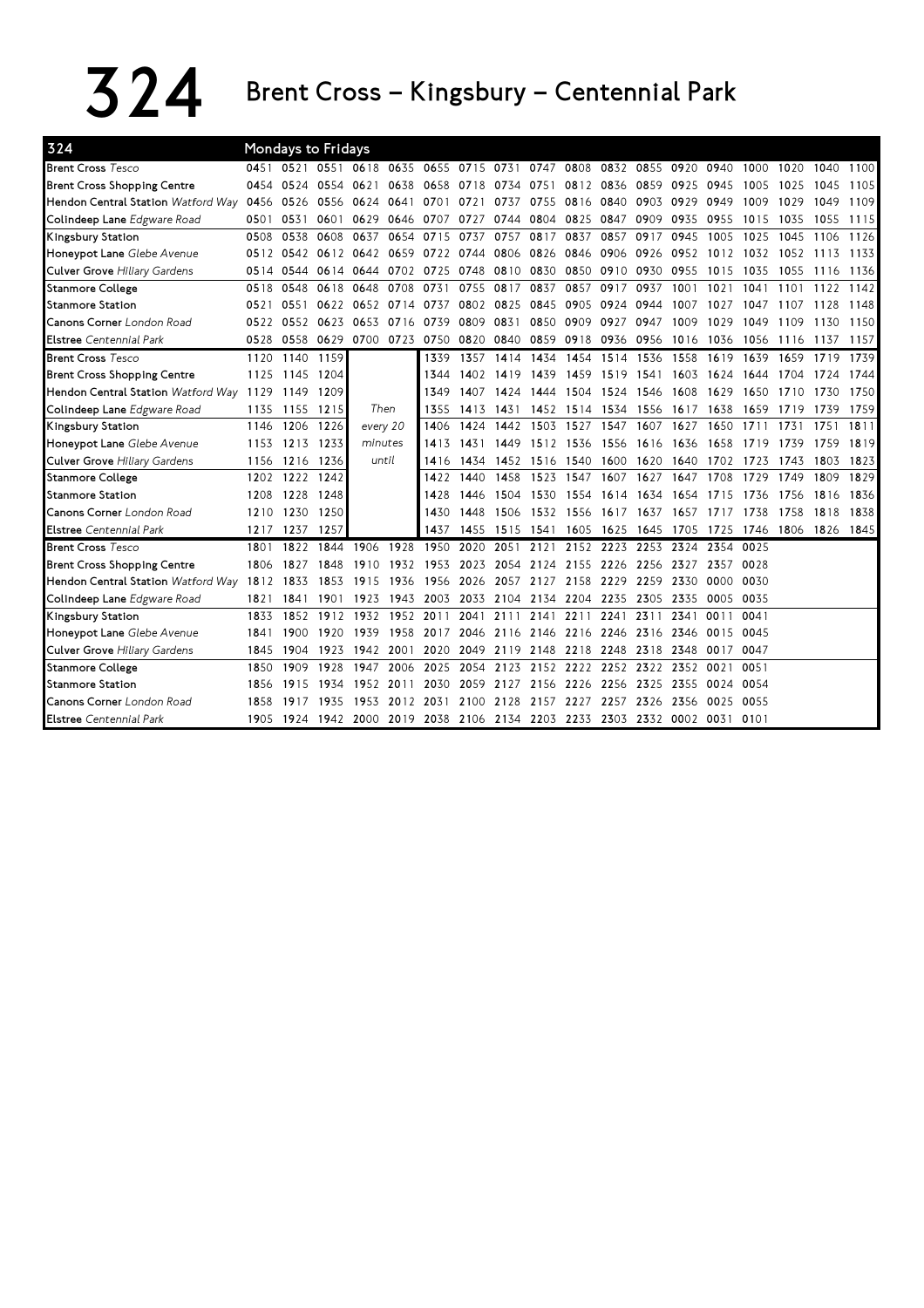# 324 Brent Cross – Kingsbury – Centennial Park

**324 — Mondays to Fridays**

| Stop | | | | | | | | | | | | | | | | | | |
|---|---|---|---|---|---|---|---|---|---|---|---|---|---|---|---|---|---|---|
| **Brent Cross** *Tesco* | 0451 | 0521 | 0551 | 0618 | 0635 | 0655 | 0715 | 0731 | 0747 | 0808 | 0832 | 0855 | 0920 | 0940 | 1000 | 1020 | 1040 | 1100 |
| **Brent Cross Shopping Centre** | 0454 | 0524 | 0554 | 0621 | 0638 | 0658 | 0718 | 0734 | 0751 | 0812 | 0836 | 0859 | 0925 | 0945 | 1005 | 1025 | 1045 | 1105 |
| **Hendon Central Station** *Watford Way* | 0456 | 0526 | 0556 | 0624 | 0641 | 0701 | 0721 | 0737 | 0755 | 0816 | 0840 | 0903 | 0929 | 0949 | 1009 | 1029 | 1049 | 1109 |
| **Colindeep Lane** *Edgware Road* | 0501 | 0531 | 0601 | 0629 | 0646 | 0707 | 0727 | 0744 | 0804 | 0825 | 0847 | 0909 | 0935 | 0955 | 1015 | 1035 | 1055 | 1115 |
| **Kingsbury Station** | 0508 | 0538 | 0608 | 0637 | 0654 | 0715 | 0737 | 0757 | 0817 | 0837 | 0857 | 0917 | 0945 | 1005 | 1025 | 1045 | 1106 | 1126 |
| **Honeypot Lane** *Glebe Avenue* | 0512 | 0542 | 0612 | 0642 | 0659 | 0722 | 0744 | 0806 | 0826 | 0846 | 0906 | 0926 | 0952 | 1012 | 1032 | 1052 | 1113 | 1133 |
| **Culver Grove** *Hillary Gardens* | 0514 | 0544 | 0614 | 0644 | 0702 | 0725 | 0748 | 0810 | 0830 | 0850 | 0910 | 0930 | 0955 | 1015 | 1035 | 1055 | 1116 | 1136 |
| **Stanmore College** | 0518 | 0548 | 0618 | 0648 | 0708 | 0731 | 0755 | 0817 | 0837 | 0857 | 0917 | 0937 | 1001 | 1021 | 1041 | 1101 | 1122 | 1142 |
| **Stanmore Station** | 0521 | 0551 | 0622 | 0652 | 0714 | 0737 | 0802 | 0825 | 0845 | 0905 | 0924 | 0944 | 1007 | 1027 | 1047 | 1107 | 1128 | 1148 |
| **Canons Corner** *London Road* | 0522 | 0552 | 0623 | 0653 | 0716 | 0739 | 0809 | 0831 | 0850 | 0909 | 0927 | 0947 | 1009 | 1029 | 1049 | 1109 | 1130 | 1150 |
| **Elstree** *Centennial Park* | 0528 | 0558 | 0629 | 0700 | 0723 | 0750 | 0820 | 0840 | 0859 | 0918 | 0936 | 0956 | 1016 | 1036 | 1056 | 1116 | 1137 | 1157 |

| Stop | | | | | | | | | | | | | | | | | |
|---|---|---|---|---|---|---|---|---|---|---|---|---|---|---|---|---|---|
| **Brent Cross** *Tesco* | 1120 | 1140 | 1159 | Then every 20 minutes until | 1339 | 1357 | 1414 | 1434 | 1454 | 1514 | 1536 | 1558 | 1619 | 1639 | 1659 | 1719 | 1739 |
| **Brent Cross Shopping Centre** | 1125 | 1145 | 1204 | | 1344 | 1402 | 1419 | 1439 | 1459 | 1519 | 1541 | 1603 | 1624 | 1644 | 1704 | 1724 | 1744 |
| **Hendon Central Station** *Watford Way* | 1129 | 1149 | 1209 | | 1349 | 1407 | 1424 | 1444 | 1504 | 1524 | 1546 | 1608 | 1629 | 1650 | 1710 | 1730 | 1750 |
| **Colindeep Lane** *Edgware Road* | 1135 | 1155 | 1215 | | 1355 | 1413 | 1431 | 1452 | 1514 | 1534 | 1556 | 1617 | 1638 | 1659 | 1719 | 1739 | 1759 |
| **Kingsbury Station** | 1146 | 1206 | 1226 | | 1406 | 1424 | 1442 | 1503 | 1527 | 1547 | 1607 | 1627 | 1650 | 1711 | 1731 | 1751 | 1811 |
| **Honeypot Lane** *Glebe Avenue* | 1153 | 1213 | 1233 | | 1413 | 1431 | 1449 | 1512 | 1536 | 1556 | 1616 | 1636 | 1658 | 1719 | 1739 | 1759 | 1819 |
| **Culver Grove** *Hillary Gardens* | 1156 | 1216 | 1236 | | 1416 | 1434 | 1452 | 1516 | 1540 | 1600 | 1620 | 1640 | 1702 | 1723 | 1743 | 1803 | 1823 |
| **Stanmore College** | 1202 | 1222 | 1242 | | 1422 | 1440 | 1458 | 1523 | 1547 | 1607 | 1627 | 1647 | 1708 | 1729 | 1749 | 1809 | 1829 |
| **Stanmore Station** | 1208 | 1228 | 1248 | | 1428 | 1446 | 1504 | 1530 | 1554 | 1614 | 1634 | 1654 | 1715 | 1736 | 1756 | 1816 | 1836 |
| **Canons Corner** *London Road* | 1210 | 1230 | 1250 | | 1430 | 1448 | 1506 | 1532 | 1556 | 1617 | 1637 | 1657 | 1717 | 1738 | 1758 | 1818 | 1838 |
| **Elstree** *Centennial Park* | 1217 | 1237 | 1257 | | 1437 | 1455 | 1515 | 1541 | 1605 | 1625 | 1645 | 1705 | 1725 | 1746 | 1806 | 1826 | 1845 |

| Stop | | | | | | | | | | | | | | | |
|---|---|---|---|---|---|---|---|---|---|---|---|---|---|---|---|
| **Brent Cross** *Tesco* | 1801 | 1822 | 1844 | 1906 | 1928 | 1950 | 2020 | 2051 | 2121 | 2152 | 2223 | 2253 | 2324 | 2354 | 0025 |
| **Brent Cross Shopping Centre** | 1806 | 1827 | 1848 | 1910 | 1932 | 1953 | 2023 | 2054 | 2124 | 2155 | 2226 | 2256 | 2327 | 2357 | 0028 |
| **Hendon Central Station** *Watford Way* | 1812 | 1833 | 1853 | 1915 | 1936 | 1956 | 2026 | 2057 | 2127 | 2158 | 2229 | 2259 | 2330 | 0000 | 0030 |
| **Colindeep Lane** *Edgware Road* | 1821 | 1841 | 1901 | 1923 | 1943 | 2003 | 2033 | 2104 | 2134 | 2204 | 2235 | 2305 | 2335 | 0005 | 0035 |
| **Kingsbury Station** | 1833 | 1852 | 1912 | 1932 | 1952 | 2011 | 2041 | 2111 | 2141 | 2211 | 2241 | 2311 | 2341 | 0011 | 0041 |
| **Honeypot Lane** *Glebe Avenue* | 1841 | 1900 | 1920 | 1939 | 1958 | 2017 | 2046 | 2116 | 2146 | 2216 | 2246 | 2316 | 2346 | 0015 | 0045 |
| **Culver Grove** *Hillary Gardens* | 1845 | 1904 | 1923 | 1942 | 2001 | 2020 | 2049 | 2119 | 2148 | 2218 | 2248 | 2318 | 2348 | 0017 | 0047 |
| **Stanmore College** | 1850 | 1909 | 1928 | 1947 | 2006 | 2025 | 2054 | 2123 | 2152 | 2222 | 2252 | 2322 | 2352 | 0021 | 0051 |
| **Stanmore Station** | 1856 | 1915 | 1934 | 1952 | 2011 | 2030 | 2059 | 2127 | 2156 | 2226 | 2256 | 2325 | 2355 | 0024 | 0054 |
| **Canons Corner** *London Road* | 1858 | 1917 | 1935 | 1953 | 2012 | 2031 | 2100 | 2128 | 2157 | 2227 | 2257 | 2326 | 2356 | 0025 | 0055 |
| **Elstree** *Centennial Park* | 1905 | 1924 | 1942 | 2000 | 2019 | 2038 | 2106 | 2134 | 2203 | 2233 | 2303 | 2332 | 0002 | 0031 | 0101 |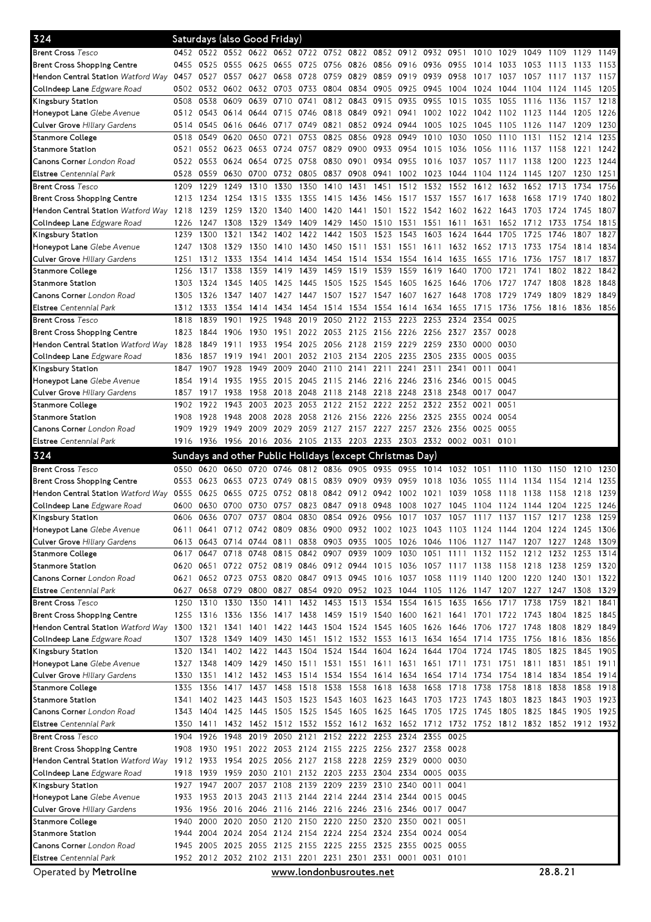## 324 Saturdays (also Good Friday)

| | | | | | | | | | | | | | | | | | | |
|---|---|---|---|---|---|---|---|---|---|---|---|---|---|---|---|---|---|---|
| Brent Cross *Tesco* | 0452 | 0522 | 0552 | 0622 | 0652 | 0722 | 0752 | 0822 | 0852 | 0912 | 0932 | 0951 | 1010 | 1029 | 1049 | 1109 | 1129 | 1149 |
| Brent Cross Shopping Centre | 0455 | 0525 | 0555 | 0625 | 0655 | 0725 | 0756 | 0826 | 0856 | 0916 | 0936 | 0955 | 1014 | 1033 | 1053 | 1113 | 1133 | 1153 |
| Hendon Central Station *Watford Way* | 0457 | 0527 | 0557 | 0627 | 0658 | 0728 | 0759 | 0829 | 0859 | 0919 | 0939 | 0958 | 1017 | 1037 | 1057 | 1117 | 1137 | 1157 |
| Colindeep Lane *Edgware Road* | 0502 | 0532 | 0602 | 0632 | 0703 | 0733 | 0804 | 0834 | 0905 | 0925 | 0945 | 1004 | 1024 | 1044 | 1104 | 1124 | 1145 | 1205 |
| Kingsbury Station | 0508 | 0538 | 0609 | 0639 | 0710 | 0741 | 0812 | 0843 | 0915 | 0935 | 0955 | 1015 | 1035 | 1055 | 1116 | 1136 | 1157 | 1218 |
| Honeypot Lane *Glebe Avenue* | 0512 | 0543 | 0614 | 0644 | 0715 | 0746 | 0818 | 0849 | 0921 | 0941 | 1002 | 1022 | 1042 | 1102 | 1123 | 1144 | 1205 | 1226 |
| Culver Grove *Hillary Gardens* | 0514 | 0545 | 0616 | 0646 | 0717 | 0749 | 0821 | 0852 | 0924 | 0944 | 1005 | 1025 | 1045 | 1105 | 1126 | 1147 | 1209 | 1230 |
| Stanmore College | 0518 | 0549 | 0620 | 0650 | 0721 | 0753 | 0825 | 0856 | 0928 | 0949 | 1010 | 1030 | 1050 | 1110 | 1131 | 1152 | 1214 | 1235 |
| Stanmore Station | 0521 | 0552 | 0623 | 0653 | 0724 | 0757 | 0829 | 0900 | 0933 | 0954 | 1015 | 1036 | 1056 | 1116 | 1137 | 1158 | 1221 | 1242 |
| Canons Corner *London Road* | 0522 | 0553 | 0624 | 0654 | 0725 | 0758 | 0830 | 0901 | 0934 | 0955 | 1016 | 1037 | 1057 | 1117 | 1138 | 1200 | 1223 | 1244 |
| Elstree *Centennial Park* | 0528 | 0559 | 0630 | 0700 | 0732 | 0805 | 0837 | 0908 | 0941 | 1002 | 1023 | 1044 | 1104 | 1124 | 1145 | 1207 | 1230 | 1251 |
| Brent Cross *Tesco* | 1209 | 1229 | 1249 | 1310 | 1330 | 1350 | 1410 | 1431 | 1451 | 1512 | 1532 | 1552 | 1612 | 1632 | 1652 | 1713 | 1734 | 1756 |
| Brent Cross Shopping Centre | 1213 | 1234 | 1254 | 1315 | 1335 | 1355 | 1415 | 1436 | 1456 | 1517 | 1537 | 1557 | 1617 | 1638 | 1658 | 1719 | 1740 | 1802 |
| Hendon Central Station *Watford Way* | 1218 | 1239 | 1259 | 1320 | 1340 | 1400 | 1420 | 1441 | 1501 | 1522 | 1542 | 1602 | 1622 | 1643 | 1703 | 1724 | 1745 | 1807 |
| Colindeep Lane *Edgware Road* | 1226 | 1247 | 1308 | 1329 | 1349 | 1409 | 1429 | 1450 | 1510 | 1531 | 1551 | 1611 | 1631 | 1652 | 1712 | 1733 | 1754 | 1815 |
| Kingsbury Station | 1239 | 1300 | 1321 | 1342 | 1402 | 1422 | 1442 | 1503 | 1523 | 1543 | 1603 | 1624 | 1644 | 1705 | 1725 | 1746 | 1807 | 1827 |
| Honeypot Lane *Glebe Avenue* | 1247 | 1308 | 1329 | 1350 | 1410 | 1430 | 1450 | 1511 | 1531 | 1551 | 1611 | 1632 | 1652 | 1713 | 1733 | 1754 | 1814 | 1834 |
| Culver Grove *Hillary Gardens* | 1251 | 1312 | 1333 | 1354 | 1414 | 1434 | 1454 | 1514 | 1534 | 1554 | 1614 | 1635 | 1655 | 1716 | 1736 | 1757 | 1817 | 1837 |
| Stanmore College | 1256 | 1317 | 1338 | 1359 | 1419 | 1439 | 1459 | 1519 | 1539 | 1559 | 1619 | 1640 | 1700 | 1721 | 1741 | 1802 | 1822 | 1842 |
| Stanmore Station | 1303 | 1324 | 1345 | 1405 | 1425 | 1445 | 1505 | 1525 | 1545 | 1605 | 1625 | 1646 | 1706 | 1727 | 1747 | 1808 | 1828 | 1848 |
| Canons Corner *London Road* | 1305 | 1326 | 1347 | 1407 | 1427 | 1447 | 1507 | 1527 | 1547 | 1607 | 1627 | 1648 | 1708 | 1729 | 1749 | 1809 | 1829 | 1849 |
| Elstree *Centennial Park* | 1312 | 1333 | 1354 | 1414 | 1434 | 1454 | 1514 | 1534 | 1554 | 1614 | 1634 | 1655 | 1715 | 1736 | 1756 | 1816 | 1836 | 1856 |
| Brent Cross *Tesco* | 1818 | 1839 | 1901 | 1925 | 1948 | 2019 | 2050 | 2122 | 2153 | 2223 | 2253 | 2324 | 2354 | 0025 | | | | |
| Brent Cross Shopping Centre | 1823 | 1844 | 1906 | 1930 | 1951 | 2022 | 2053 | 2125 | 2156 | 2226 | 2256 | 2327 | 2357 | 0028 | | | | |
| Hendon Central Station *Watford Way* | 1828 | 1849 | 1911 | 1933 | 1954 | 2025 | 2056 | 2128 | 2159 | 2229 | 2259 | 2330 | 0000 | 0030 | | | | |
| Colindeep Lane *Edgware Road* | 1836 | 1857 | 1919 | 1941 | 2001 | 2032 | 2103 | 2134 | 2205 | 2235 | 2305 | 2335 | 0005 | 0035 | | | | |
| Kingsbury Station | 1847 | 1907 | 1928 | 1949 | 2009 | 2040 | 2110 | 2141 | 2211 | 2241 | 2311 | 2341 | 0011 | 0041 | | | | |
| Honeypot Lane *Glebe Avenue* | 1854 | 1914 | 1935 | 1955 | 2015 | 2045 | 2115 | 2146 | 2216 | 2246 | 2316 | 2346 | 0015 | 0045 | | | | |
| Culver Grove *Hillary Gardens* | 1857 | 1917 | 1938 | 1958 | 2018 | 2048 | 2118 | 2148 | 2218 | 2248 | 2318 | 2348 | 0017 | 0047 | | | | |
| Stanmore College | 1902 | 1922 | 1943 | 2003 | 2023 | 2053 | 2122 | 2152 | 2222 | 2252 | 2322 | 2352 | 0021 | 0051 | | | | |
| Stanmore Station | 1908 | 1928 | 1948 | 2008 | 2028 | 2058 | 2126 | 2156 | 2226 | 2256 | 2325 | 2355 | 0024 | 0054 | | | | |
| Canons Corner *London Road* | 1909 | 1929 | 1949 | 2009 | 2029 | 2059 | 2127 | 2157 | 2227 | 2257 | 2326 | 2356 | 0025 | 0055 | | | | |
| Elstree *Centennial Park* | 1916 | 1936 | 1956 | 2016 | 2036 | 2105 | 2133 | 2203 | 2233 | 2303 | 2332 | 0002 | 0031 | 0101 | | | | |

## 324 Sundays and other Public Holidays (except Christmas Day)

| | | | | | | | | | | | | | | | | | | |
|---|---|---|---|---|---|---|---|---|---|---|---|---|---|---|---|---|---|---|
| Brent Cross *Tesco* | 0550 | 0620 | 0650 | 0720 | 0746 | 0812 | 0836 | 0905 | 0935 | 0955 | 1014 | 1032 | 1051 | 1110 | 1130 | 1150 | 1210 | 1230 |
| Brent Cross Shopping Centre | 0553 | 0623 | 0653 | 0723 | 0749 | 0815 | 0839 | 0909 | 0939 | 0959 | 1018 | 1036 | 1055 | 1114 | 1134 | 1154 | 1214 | 1235 |
| Hendon Central Station *Watford Way* | 0555 | 0625 | 0655 | 0725 | 0752 | 0818 | 0842 | 0912 | 0942 | 1002 | 1021 | 1039 | 1058 | 1118 | 1138 | 1158 | 1218 | 1239 |
| Colindeep Lane *Edgware Road* | 0600 | 0630 | 0700 | 0730 | 0757 | 0823 | 0847 | 0918 | 0948 | 1008 | 1027 | 1045 | 1104 | 1124 | 1144 | 1204 | 1225 | 1246 |
| Kingsbury Station | 0606 | 0636 | 0707 | 0737 | 0804 | 0830 | 0854 | 0926 | 0956 | 1017 | 1037 | 1057 | 1117 | 1137 | 1157 | 1217 | 1238 | 1259 |
| Honeypot Lane *Glebe Avenue* | 0611 | 0641 | 0712 | 0742 | 0809 | 0836 | 0900 | 0932 | 1002 | 1023 | 1043 | 1103 | 1124 | 1144 | 1204 | 1224 | 1245 | 1306 |
| Culver Grove *Hillary Gardens* | 0613 | 0643 | 0714 | 0744 | 0811 | 0838 | 0903 | 0935 | 1005 | 1026 | 1046 | 1106 | 1127 | 1147 | 1207 | 1227 | 1248 | 1309 |
| Stanmore College | 0617 | 0647 | 0718 | 0748 | 0815 | 0842 | 0907 | 0939 | 1009 | 1030 | 1051 | 1111 | 1132 | 1152 | 1212 | 1232 | 1253 | 1314 |
| Stanmore Station | 0620 | 0651 | 0722 | 0752 | 0819 | 0846 | 0912 | 0944 | 1015 | 1036 | 1057 | 1117 | 1138 | 1158 | 1218 | 1238 | 1259 | 1320 |
| Canons Corner *London Road* | 0621 | 0652 | 0723 | 0753 | 0820 | 0847 | 0913 | 0945 | 1016 | 1037 | 1058 | 1119 | 1140 | 1200 | 1220 | 1240 | 1301 | 1322 |
| Elstree *Centennial Park* | 0627 | 0658 | 0729 | 0800 | 0827 | 0854 | 0920 | 0952 | 1023 | 1044 | 1105 | 1126 | 1147 | 1207 | 1227 | 1247 | 1308 | 1329 |
| Brent Cross *Tesco* | 1250 | 1310 | 1330 | 1350 | 1411 | 1432 | 1453 | 1513 | 1534 | 1554 | 1615 | 1635 | 1656 | 1717 | 1738 | 1759 | 1821 | 1841 |
| Brent Cross Shopping Centre | 1255 | 1316 | 1336 | 1356 | 1417 | 1438 | 1459 | 1519 | 1540 | 1600 | 1621 | 1641 | 1701 | 1722 | 1743 | 1804 | 1825 | 1845 |
| Hendon Central Station *Watford Way* | 1300 | 1321 | 1341 | 1401 | 1422 | 1443 | 1504 | 1524 | 1545 | 1605 | 1626 | 1646 | 1706 | 1727 | 1748 | 1808 | 1829 | 1849 |
| Colindeep Lane *Edgware Road* | 1307 | 1328 | 1349 | 1409 | 1430 | 1451 | 1512 | 1532 | 1553 | 1613 | 1634 | 1654 | 1714 | 1735 | 1756 | 1816 | 1836 | 1856 |
| Kingsbury Station | 1320 | 1341 | 1402 | 1422 | 1443 | 1504 | 1524 | 1544 | 1604 | 1624 | 1644 | 1704 | 1724 | 1745 | 1805 | 1825 | 1845 | 1905 |
| Honeypot Lane *Glebe Avenue* | 1327 | 1348 | 1409 | 1429 | 1450 | 1511 | 1531 | 1551 | 1611 | 1631 | 1651 | 1711 | 1731 | 1751 | 1811 | 1831 | 1851 | 1911 |
| Culver Grove *Hillary Gardens* | 1330 | 1351 | 1412 | 1432 | 1453 | 1514 | 1534 | 1554 | 1614 | 1634 | 1654 | 1714 | 1734 | 1754 | 1814 | 1834 | 1854 | 1914 |
| Stanmore College | 1335 | 1356 | 1417 | 1437 | 1458 | 1518 | 1538 | 1558 | 1618 | 1638 | 1658 | 1718 | 1738 | 1758 | 1818 | 1838 | 1858 | 1918 |
| Stanmore Station | 1341 | 1402 | 1423 | 1443 | 1503 | 1523 | 1543 | 1603 | 1623 | 1643 | 1703 | 1723 | 1743 | 1803 | 1823 | 1843 | 1903 | 1923 |
| Canons Corner *London Road* | 1343 | 1404 | 1425 | 1445 | 1505 | 1525 | 1545 | 1605 | 1625 | 1645 | 1705 | 1725 | 1745 | 1805 | 1825 | 1845 | 1905 | 1925 |
| Elstree *Centennial Park* | 1350 | 1411 | 1432 | 1452 | 1512 | 1532 | 1552 | 1612 | 1632 | 1652 | 1712 | 1732 | 1752 | 1812 | 1832 | 1852 | 1912 | 1932 |
| Brent Cross *Tesco* | 1904 | 1926 | 1948 | 2019 | 2050 | 2121 | 2152 | 2222 | 2253 | 2324 | 2355 | 0025 | | | | | | |
| Brent Cross Shopping Centre | 1908 | 1930 | 1951 | 2022 | 2053 | 2124 | 2155 | 2225 | 2256 | 2327 | 2358 | 0028 | | | | | | |
| Hendon Central Station *Watford Way* | 1912 | 1933 | 1954 | 2025 | 2056 | 2127 | 2158 | 2228 | 2259 | 2329 | 0000 | 0030 | | | | | | |
| Colindeep Lane *Edgware Road* | 1918 | 1939 | 1959 | 2030 | 2101 | 2132 | 2203 | 2233 | 2304 | 2334 | 0005 | 0035 | | | | | | |
| Kingsbury Station | 1927 | 1947 | 2007 | 2037 | 2108 | 2139 | 2209 | 2239 | 2310 | 2340 | 0011 | 0041 | | | | | | |
| Honeypot Lane *Glebe Avenue* | 1933 | 1953 | 2013 | 2043 | 2113 | 2144 | 2214 | 2244 | 2314 | 2344 | 0015 | 0045 | | | | | | |
| Culver Grove *Hillary Gardens* | 1936 | 1956 | 2016 | 2046 | 2116 | 2146 | 2216 | 2246 | 2316 | 2346 | 0017 | 0047 | | | | | | |
| Stanmore College | 1940 | 2000 | 2020 | 2050 | 2120 | 2150 | 2220 | 2250 | 2320 | 2350 | 0021 | 0051 | | | | | | |
| Stanmore Station | 1944 | 2004 | 2024 | 2054 | 2124 | 2154 | 2224 | 2254 | 2324 | 2354 | 0024 | 0054 | | | | | | |
| Canons Corner *London Road* | 1945 | 2005 | 2025 | 2055 | 2125 | 2155 | 2225 | 2255 | 2325 | 2355 | 0025 | 0055 | | | | | | |
| Elstree *Centennial Park* | 1952 | 2012 | 2032 | 2102 | 2131 | 2201 | 2231 | 2301 | 2331 | 0001 | 0031 | 0101 | | | | | | |

Operated by **Metroline** www.londonbusroutes.net 28.8.21